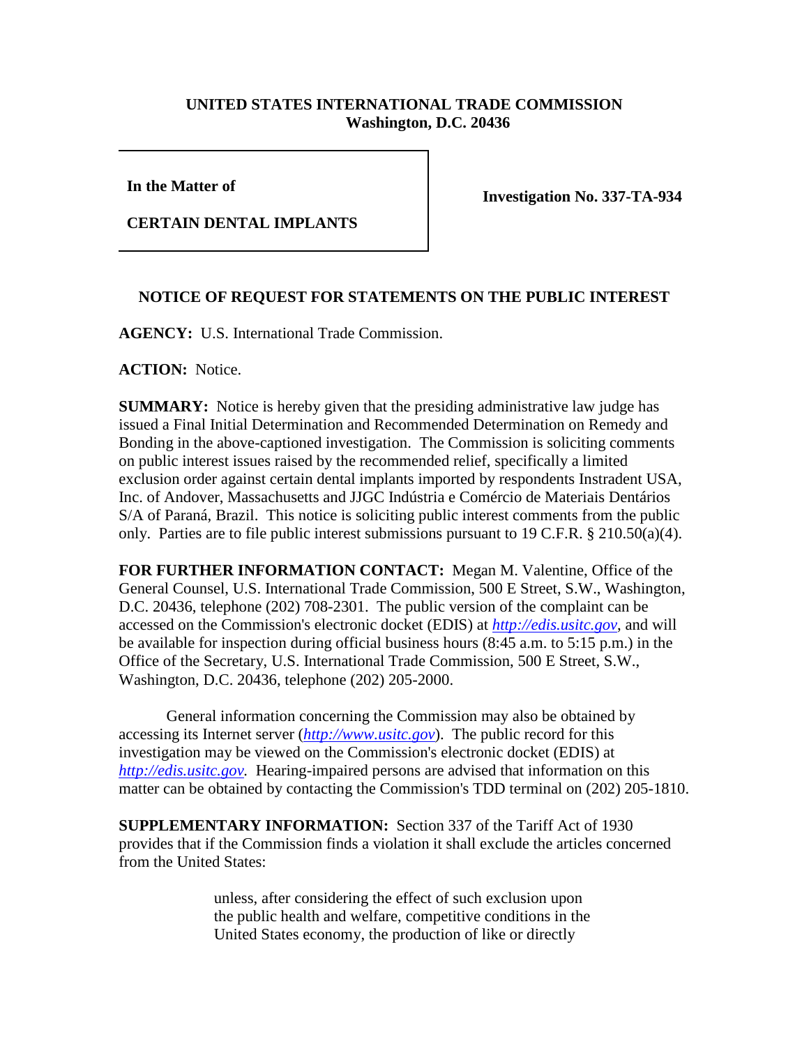**UNITED STATES INTERNATIONAL TRADE COMMISSION**
**Washington, D.C. 20436**

| | |
|---|---|
| **In the Matter of**<br><br>**CERTAIN DENTAL IMPLANTS** | **Investigation No. 337-TA-934** |

**NOTICE OF REQUEST FOR STATEMENTS ON THE PUBLIC INTEREST**

**AGENCY:** U.S. International Trade Commission.

**ACTION:** Notice.

**SUMMARY:** Notice is hereby given that the presiding administrative law judge has issued a Final Initial Determination and Recommended Determination on Remedy and Bonding in the above-captioned investigation. The Commission is soliciting comments on public interest issues raised by the recommended relief, specifically a limited exclusion order against certain dental implants imported by respondents Instradent USA, Inc. of Andover, Massachusetts and JJGC Indústria e Comércio de Materiais Dentários S/A of Paraná, Brazil. This notice is soliciting public interest comments from the public only. Parties are to file public interest submissions pursuant to 19 C.F.R. § 210.50(a)(4).

**FOR FURTHER INFORMATION CONTACT:** Megan M. Valentine, Office of the General Counsel, U.S. International Trade Commission, 500 E Street, S.W., Washington, D.C. 20436, telephone (202) 708-2301. The public version of the complaint can be accessed on the Commission's electronic docket (EDIS) at *http://edis.usitc.gov*, and will be available for inspection during official business hours (8:45 a.m. to 5:15 p.m.) in the Office of the Secretary, U.S. International Trade Commission, 500 E Street, S.W., Washington, D.C. 20436, telephone (202) 205-2000.

General information concerning the Commission may also be obtained by accessing its Internet server (*http://www.usitc.gov*). The public record for this investigation may be viewed on the Commission's electronic docket (EDIS) at *http://edis.usitc.gov.* Hearing-impaired persons are advised that information on this matter can be obtained by contacting the Commission's TDD terminal on (202) 205-1810.

**SUPPLEMENTARY INFORMATION:** Section 337 of the Tariff Act of 1930 provides that if the Commission finds a violation it shall exclude the articles concerned from the United States:

> unless, after considering the effect of such exclusion upon the public health and welfare, competitive conditions in the United States economy, the production of like or directly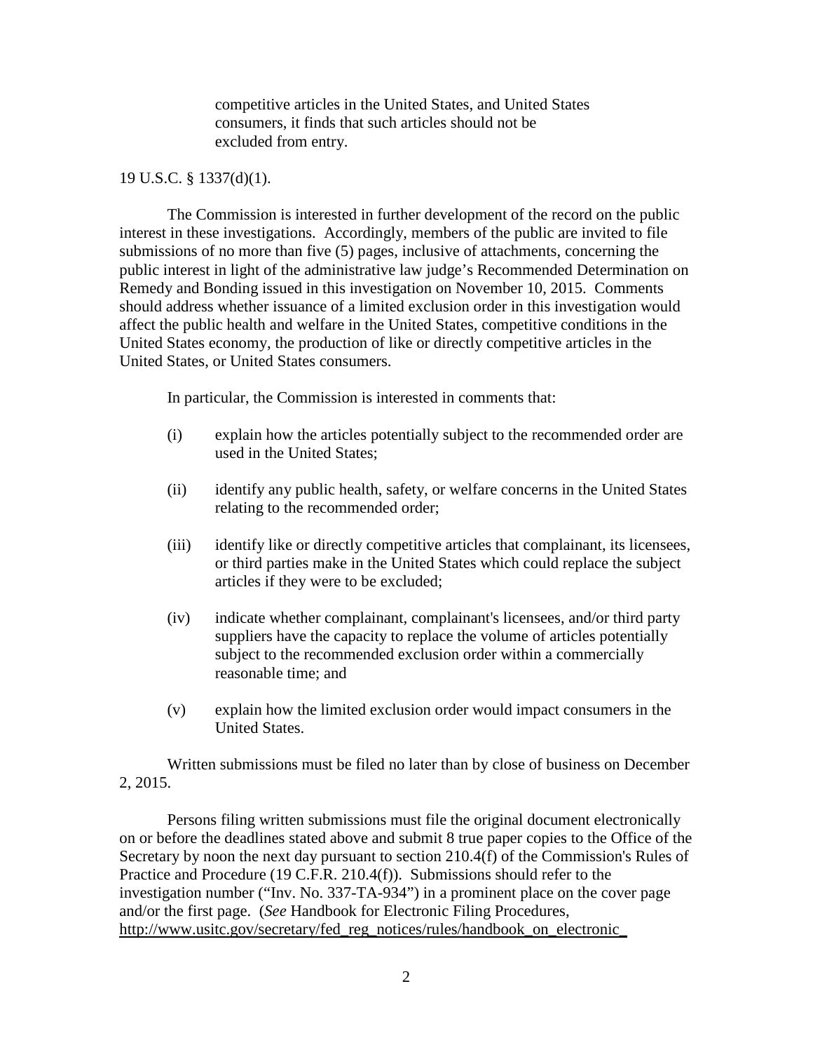competitive articles in the United States, and United States consumers, it finds that such articles should not be excluded from entry.

19 U.S.C. § 1337(d)(1).

The Commission is interested in further development of the record on the public interest in these investigations. Accordingly, members of the public are invited to file submissions of no more than five (5) pages, inclusive of attachments, concerning the public interest in light of the administrative law judge's Recommended Determination on Remedy and Bonding issued in this investigation on November 10, 2015. Comments should address whether issuance of a limited exclusion order in this investigation would affect the public health and welfare in the United States, competitive conditions in the United States economy, the production of like or directly competitive articles in the United States, or United States consumers.

In particular, the Commission is interested in comments that:

(i) explain how the articles potentially subject to the recommended order are used in the United States;

(ii) identify any public health, safety, or welfare concerns in the United States relating to the recommended order;

(iii) identify like or directly competitive articles that complainant, its licensees, or third parties make in the United States which could replace the subject articles if they were to be excluded;

(iv) indicate whether complainant, complainant's licensees, and/or third party suppliers have the capacity to replace the volume of articles potentially subject to the recommended exclusion order within a commercially reasonable time; and

(v) explain how the limited exclusion order would impact consumers in the United States.

Written submissions must be filed no later than by close of business on December 2, 2015.

Persons filing written submissions must file the original document electronically on or before the deadlines stated above and submit 8 true paper copies to the Office of the Secretary by noon the next day pursuant to section 210.4(f) of the Commission's Rules of Practice and Procedure (19 C.F.R. 210.4(f)). Submissions should refer to the investigation number ("Inv. No. 337-TA-934") in a prominent place on the cover page and/or the first page. (*See* Handbook for Electronic Filing Procedures, http://www.usitc.gov/secretary/fed_reg_notices/rules/handbook_on_electronic_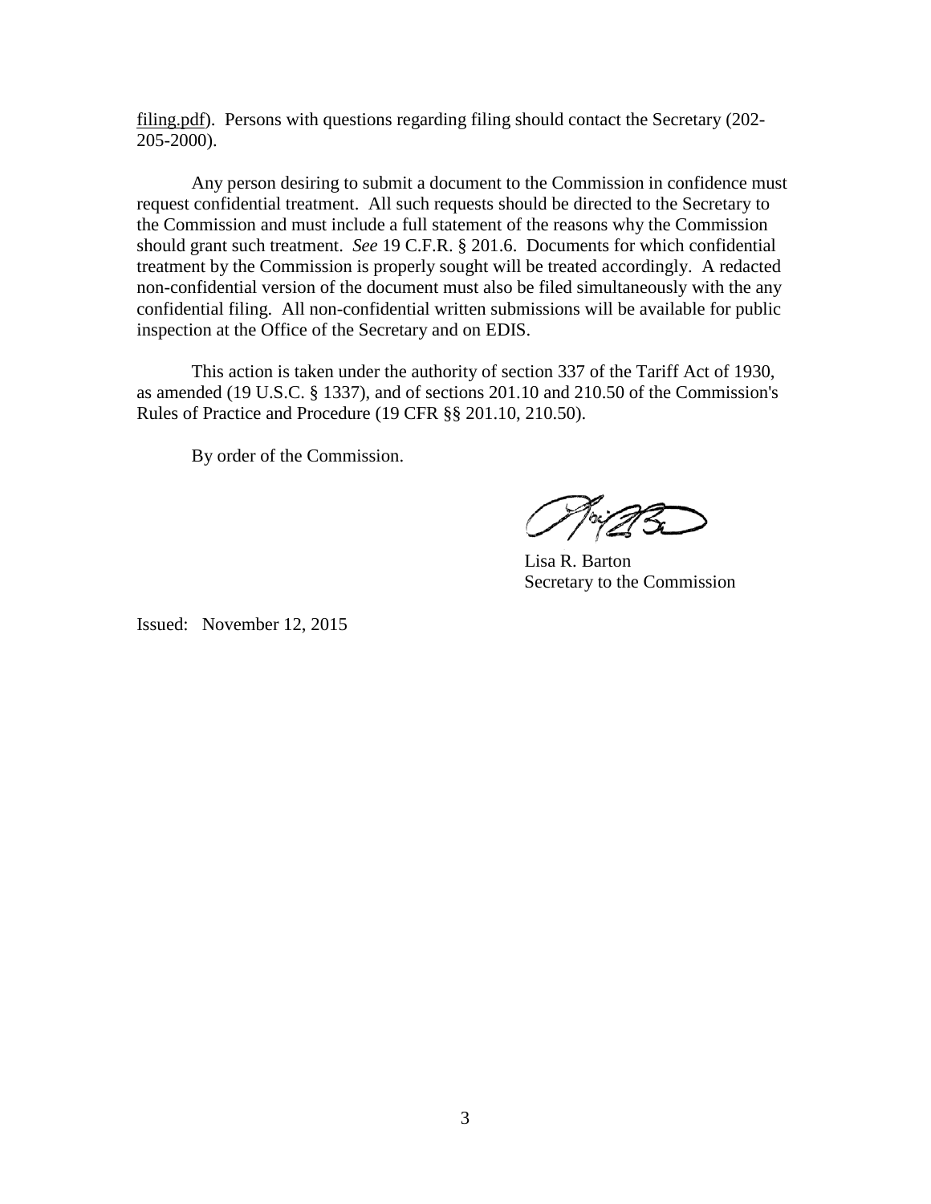filing.pdf). Persons with questions regarding filing should contact the Secretary (202-205-2000).

Any person desiring to submit a document to the Commission in confidence must request confidential treatment. All such requests should be directed to the Secretary to the Commission and must include a full statement of the reasons why the Commission should grant such treatment. *See* 19 C.F.R. § 201.6. Documents for which confidential treatment by the Commission is properly sought will be treated accordingly. A redacted non-confidential version of the document must also be filed simultaneously with the any confidential filing. All non-confidential written submissions will be available for public inspection at the Office of the Secretary and on EDIS.

This action is taken under the authority of section 337 of the Tariff Act of 1930, as amended (19 U.S.C. § 1337), and of sections 201.10 and 210.50 of the Commission's Rules of Practice and Procedure (19 CFR §§ 201.10, 210.50).

By order of the Commission.

Lisa R. Barton
Secretary to the Commission

Issued: November 12, 2015